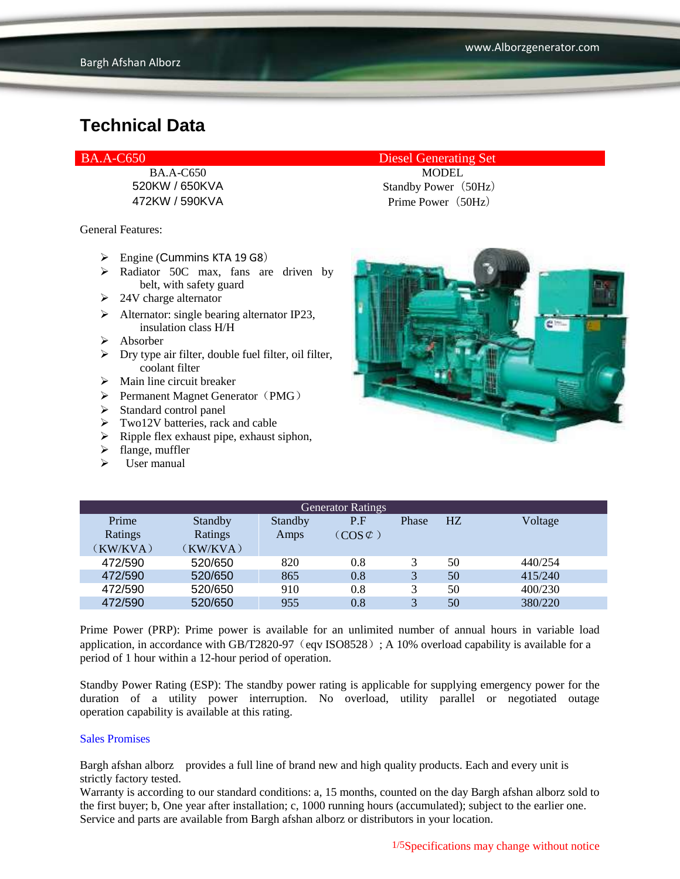# Technical Data

| BA.A-C650 | Diesel Generating Set |
|---|---|
| BA.A-C650 | MODEL |
| 520KW / 650KVA | Standby Power（50Hz） |
| 472KW / 590KVA | Prime Power（50Hz） |

General Features:

- Engine (Cummins KTA 19 G8）
- Radiator 50C max, fans are driven by belt, with safety guard
- 24V charge alternator
- Alternator: single bearing alternator IP23, insulation class H/H
- Absorber
- Dry type air filter, double fuel filter, oil filter, coolant filter
- Main line circuit breaker
- Permanent Magnet Generator（PMG）
- Standard control panel
- Two12V batteries, rack and cable
- Ripple flex exhaust pipe, exhaust siphon,
- flange, muffler
- User manual

| Generator Ratings | | | | | | |
|---|---|---|---|---|---|---|
| Prime Ratings （KW/KVA） | Standby Ratings （KW/KVA） | Standby Amps | P.F （COS⊄） | Phase | HZ | Voltage |
| 472/590 | 520/650 | 820 | 0.8 | 3 | 50 | 440/254 |
| 472/590 | 520/650 | 865 | 0.8 | 3 | 50 | 415/240 |
| 472/590 | 520/650 | 910 | 0.8 | 3 | 50 | 400/230 |
| 472/590 | 520/650 | 955 | 0.8 | 3 | 50 | 380/220 |

Prime Power (PRP): Prime power is available for an unlimited number of annual hours in variable load application, in accordance with GB/T2820-97（eqv ISO8528）; A 10% overload capability is available for a period of 1 hour within a 12-hour period of operation.

Standby Power Rating (ESP): The standby power rating is applicable for supplying emergency power for the duration of a utility power interruption. No overload, utility parallel or negotiated outage operation capability is available at this rating.

Sales Promises

Bargh afshan alborz provides a full line of brand new and high quality products. Each and every unit is strictly factory tested.
Warranty is according to our standard conditions: a, 15 months, counted on the day Bargh afshan alborz sold to the first buyer; b, One year after installation; c, 1000 running hours (accumulated); subject to the earlier one.
Service and parts are available from Bargh afshan alborz or distributors in your location.

Specifications may change without notice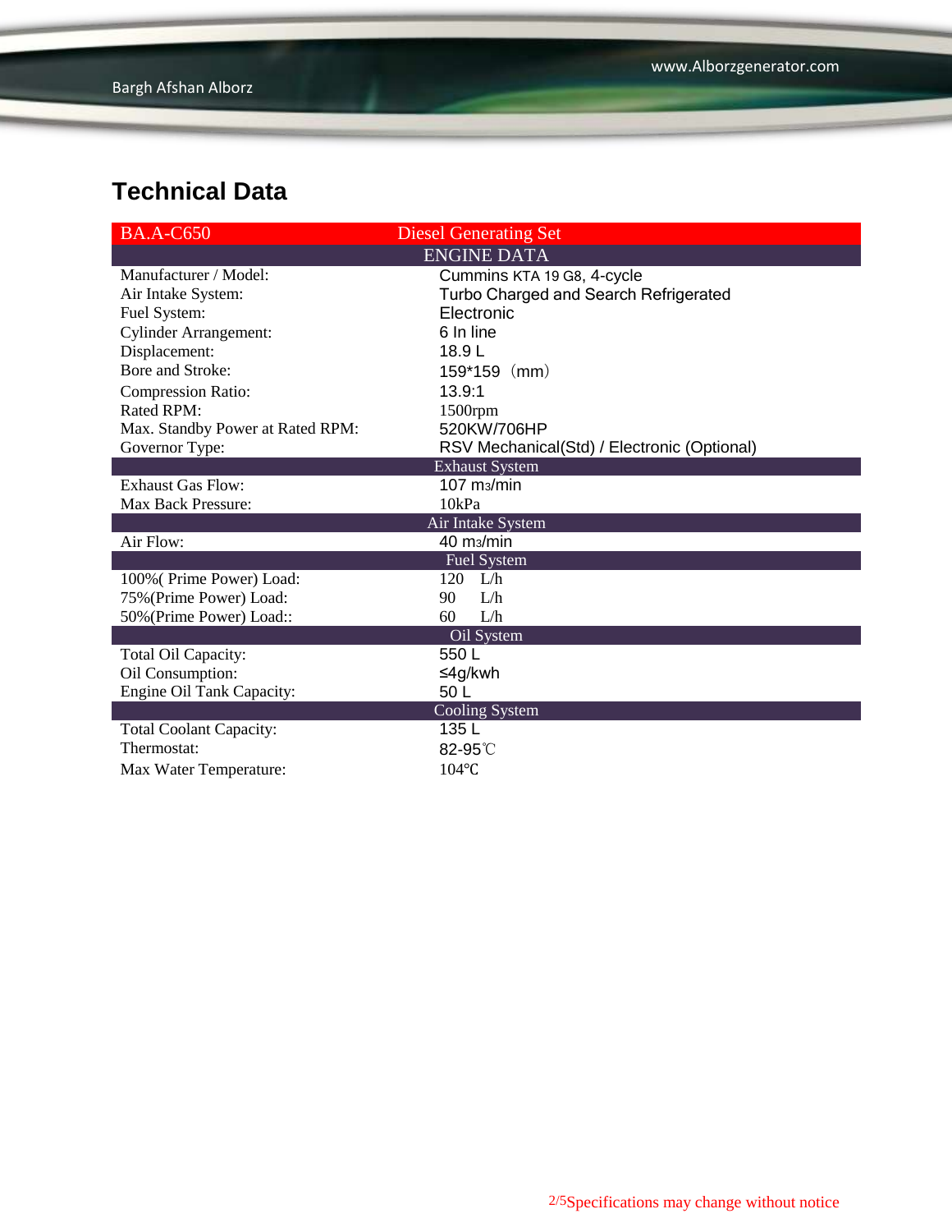# Technical Data

| BA.A-C650 | Diesel Generating Set |
|---|---|
| ENGINE DATA | |
| Manufacturer / Model: | Cummins KTA 19 G8, 4-cycle |
| Air Intake System: | Turbo Charged and Search Refrigerated |
| Fuel System: | Electronic |
| Cylinder Arrangement: | 6 In line |
| Displacement: | 18.9 L |
| Bore and Stroke: | 159*159（mm） |
| Compression Ratio: | 13.9:1 |
| Rated RPM: | 1500rpm |
| Max. Standby Power at Rated RPM: | 520KW/706HP |
| Governor Type: | RSV Mechanical(Std) / Electronic (Optional) |
| Exhaust System | |
| Exhaust Gas Flow: | 107 $m_3$/min |
| Max Back Pressure: | 10kPa |
| Air Intake System | |
| Air Flow: | 40 $m_3$/min |
| Fuel System | |
| 100%( Prime Power) Load: | 120 L/h |
| 75%(Prime Power) Load: | 90 L/h |
| 50%(Prime Power) Load:: | 60 L/h |
| Oil System | |
| Total Oil Capacity: | 550 L |
| Oil Consumption: | ≤4g/kwh |
| Engine Oil Tank Capacity: | 50 L |
| Cooling System | |
| Total Coolant Capacity: | 135 L |
| Thermostat: | 82-95℃ |
| Max Water Temperature: | 104℃ |

Specifications may change without notice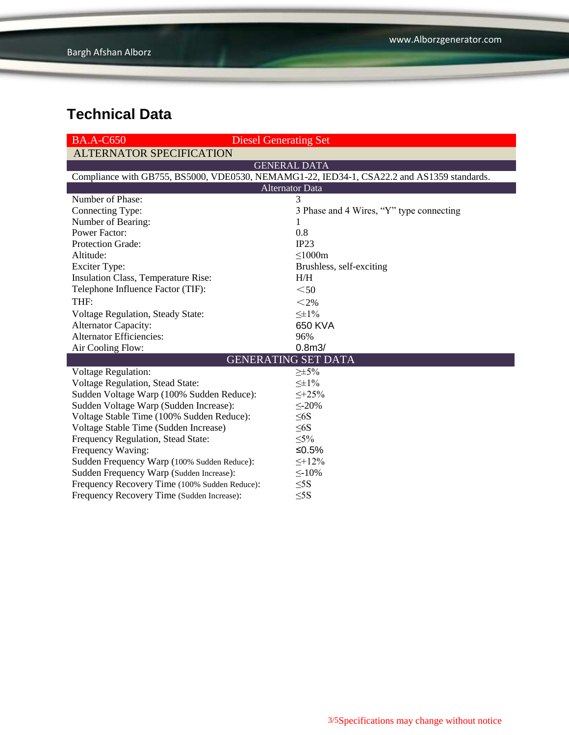# Technical Data

| BA.A-C650 | Diesel Generating Set |
|---|---|
| **ALTERNATOR SPECIFICATION** | |
| **GENERAL DATA** | |
| Compliance with GB755, BS5000, VDE0530, NEMAMG1-22, IED34-1, CSA22.2 and AS1359 standards. | |
| **Alternator Data** | |
| Number of Phase: | 3 |
| Connecting Type: | 3 Phase and 4 Wires, “Y” type connecting |
| Number of Bearing: | 1 |
| Power Factor: | 0.8 |
| Protection Grade: | IP23 |
| Altitude: | ≤1000m |
| Exciter Type: | Brushless, self-exciting |
| Insulation Class, Temperature Rise: | H/H |
| Telephone Influence Factor (TIF): | ＜50 |
| THF: | ＜2% |
| Voltage Regulation, Steady State: | ≤±1% |
| Alternator Capacity: | 650 KVA |
| Alternator Efficiencies: | 96% |
| Air Cooling Flow: | 0.8m3/ |
| **GENERATING SET DATA** | |
| Voltage Regulation: | ≥±5% |
| Voltage Regulation, Stead State: | ≤±1% |
| Sudden Voltage Warp (100% Sudden Reduce): | ≤+25% |
| Sudden Voltage Warp (Sudden Increase): | ≤-20% |
| Voltage Stable Time (100% Sudden Reduce): | ≤6S |
| Voltage Stable Time (Sudden Increase) | ≤6S |
| Frequency Regulation, Stead State: | ≤5% |
| Frequency Waving: | ≤0.5% |
| Sudden Frequency Warp (100% Sudden Reduce): | ≤+12% |
| Sudden Frequency Warp (Sudden Increase): | ≤-10% |
| Frequency Recovery Time (100% Sudden Reduce): | ≤5S |
| Frequency Recovery Time (Sudden Increase): | ≤5S |

Specifications may change without notice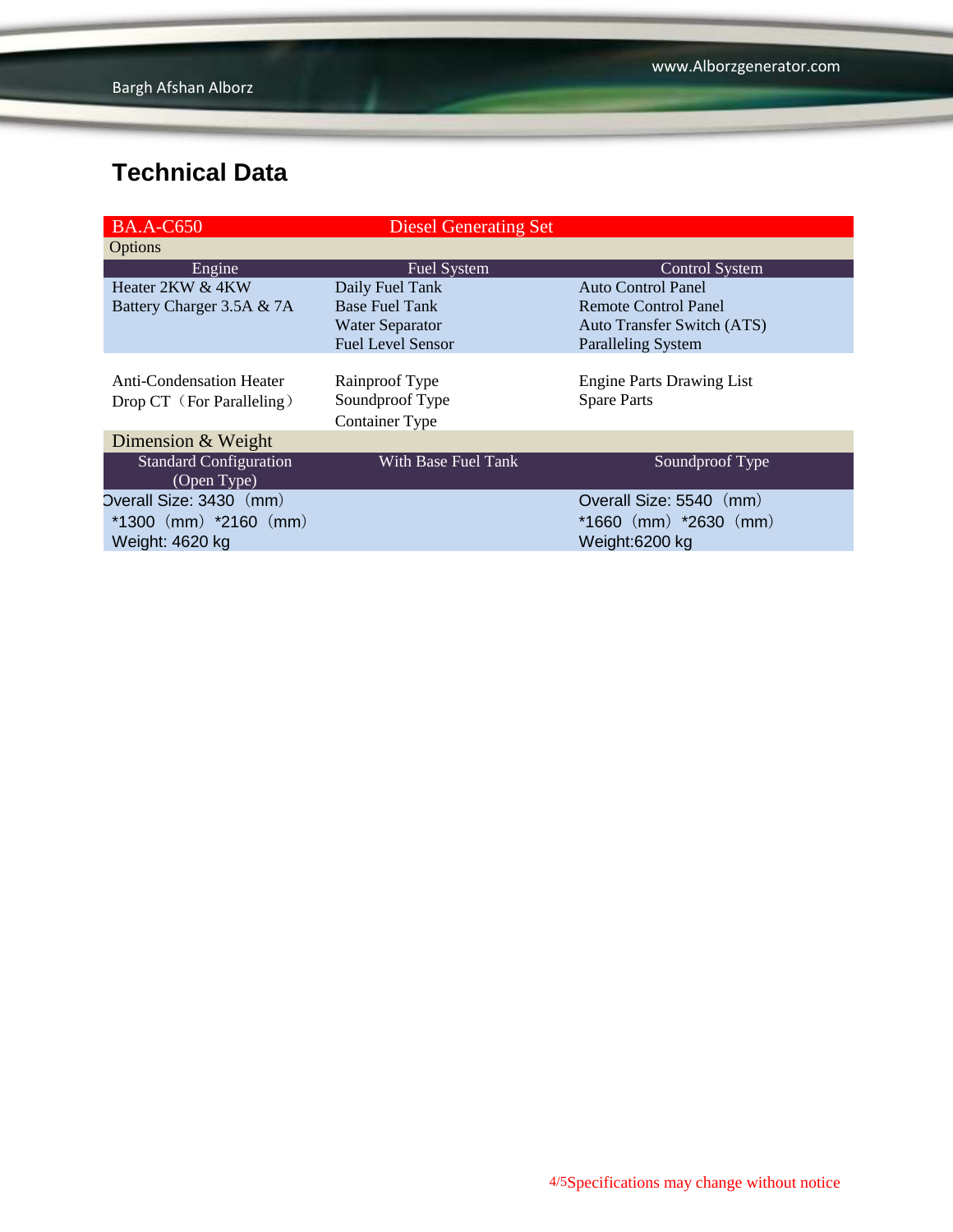## Technical Data

| BA.A-C650 | Diesel Generating Set | |
|---|---|---|
| **Options** | | |
| **Engine** | **Fuel System** | **Control System** |
| Heater 2KW & 4KW | Daily Fuel Tank | Auto Control Panel |
| Battery Charger 3.5A & 7A | Base Fuel Tank | Remote Control Panel |
| | Water Separator | Auto Transfer Switch (ATS) |
| | Fuel Level Sensor | Paralleling System |
| Anti-Condensation Heater | Rainproof Type | Engine Parts Drawing List |
| Drop CT（For Paralleling） | Soundproof Type | Spare Parts |
| | Container Type | |
| **Dimension & Weight** | | |
| **Standard Configuration (Open Type)** | **With Base Fuel Tank** | **Soundproof Type** |
| Overall Size: 3430（mm） *1300（mm）*2160（mm） Weight: 4620 kg | | Overall Size: 5540（mm） *1660（mm）*2630（mm） Weight:6200 kg |

Specifications may change without notice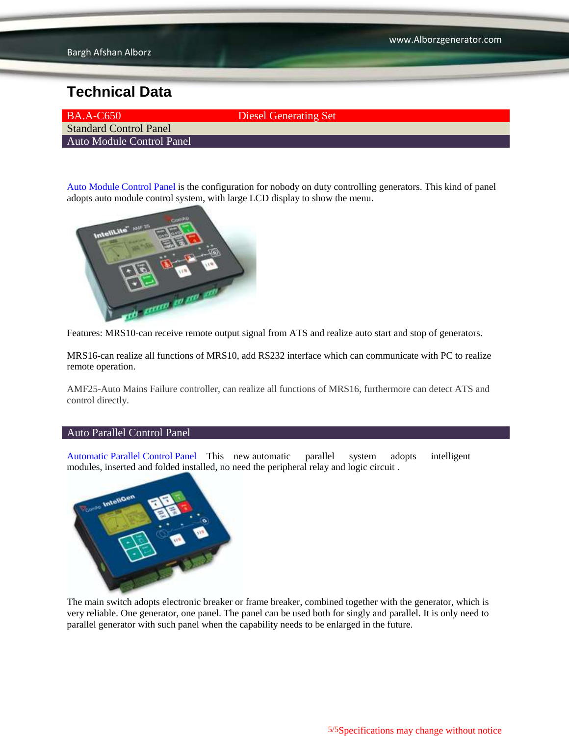## Technical Data

| | |
|---|---|
| BA.A-C650 | Diesel Generating Set |
| Standard Control Panel | |
| Auto Module Control Panel | |

Auto Module Control Panel is the configuration for nobody on duty controlling generators. This kind of panel adopts auto module control system, with large LCD display to show the menu.

Features: MRS10-can receive remote output signal from ATS and realize auto start and stop of generators.

MRS16-can realize all functions of MRS10, add RS232 interface which can communicate with PC to realize remote operation.

AMF25-Auto Mains Failure controller, can realize all functions of MRS16, furthermore can detect ATS and control directly.

### Auto Parallel Control Panel

Automatic Parallel Control Panel This new automatic parallel system adopts intelligent modules, inserted and folded installed, no need the peripheral relay and logic circuit .

The main switch adopts electronic breaker or frame breaker, combined together with the generator, which is very reliable. One generator, one panel. The panel can be used both for singly and parallel. It is only need to parallel generator with such panel when the capability needs to be enlarged in the future.

Specifications may change without notice